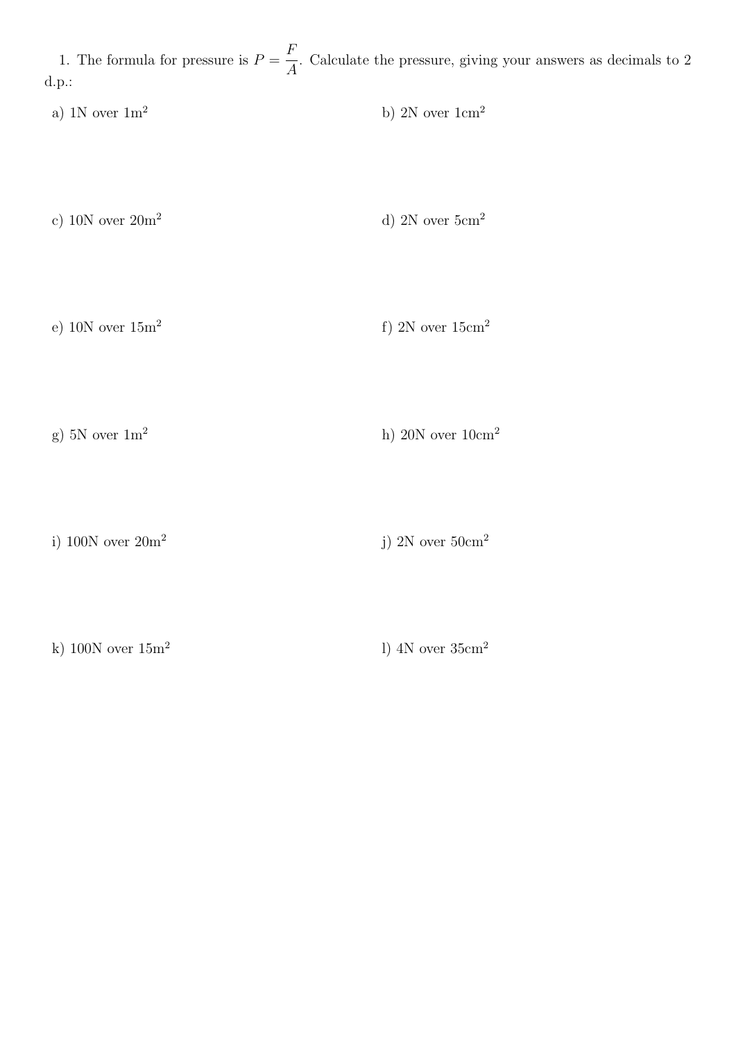1. The formula for pressure is $P = \dfrac{F}{A}$. Calculate the pressure, giving your answers as decimals to 2 d.p.:

a) 1N over 1m$^2$

b) 2N over 1cm$^2$

c) 10N over 20m$^2$

d) 2N over 5cm$^2$

e) 10N over 15m$^2$

f) 2N over 15cm$^2$

g) 5N over 1m$^2$

h) 20N over 10cm$^2$

i) 100N over 20m$^2$

j) 2N over 50cm$^2$

k) 100N over 15m$^2$

l) 4N over 35cm$^2$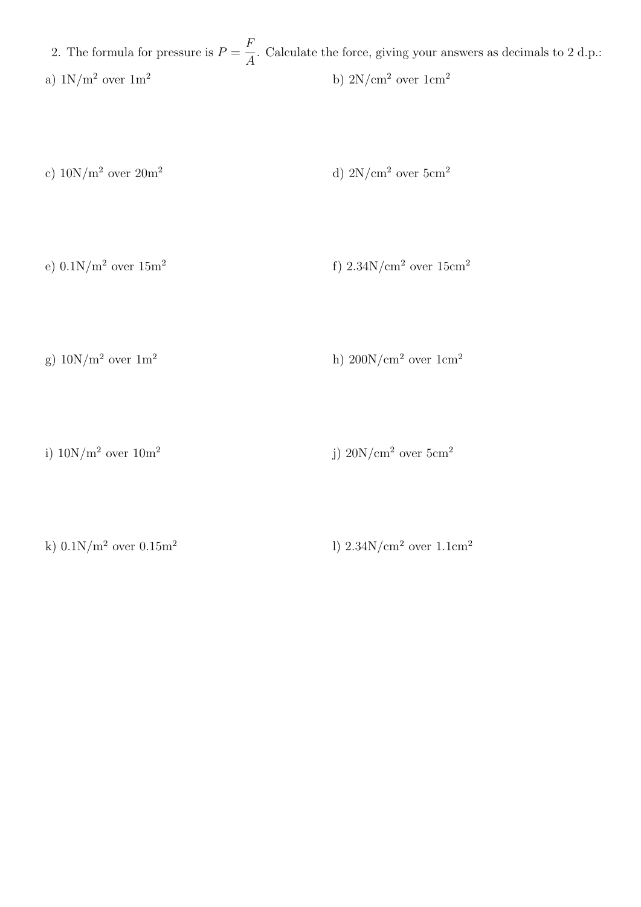2. The formula for pressure is $P = \frac{F}{A}$. Calculate the force, giving your answers as decimals to 2 d.p.:

a) $1\text{N/m}^2$ over $1\text{m}^2$

b) $2\text{N/cm}^2$ over $1\text{cm}^2$

c) $10\text{N/m}^2$ over $20\text{m}^2$

d) $2\text{N/cm}^2$ over $5\text{cm}^2$

e) $0.1\text{N/m}^2$ over $15\text{m}^2$

f) $2.34\text{N/cm}^2$ over $15\text{cm}^2$

g) $10\text{N/m}^2$ over $1\text{m}^2$

h) $200\text{N/cm}^2$ over $1\text{cm}^2$

i) $10\text{N/m}^2$ over $10\text{m}^2$

j) $20\text{N/cm}^2$ over $5\text{cm}^2$

k) $0.1\text{N/m}^2$ over $0.15\text{m}^2$

l) $2.34\text{N/cm}^2$ over $1.1\text{cm}^2$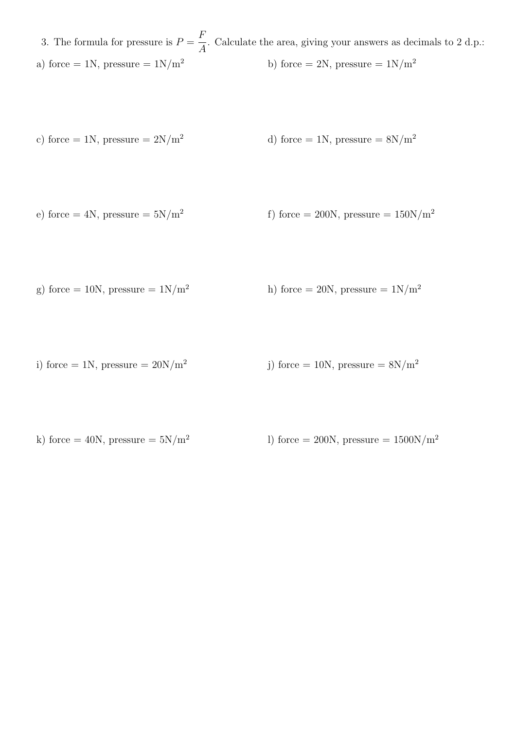3. The formula for pressure is $P = \dfrac{F}{A}$. Calculate the area, giving your answers as decimals to 2 d.p.:

a) force = 1N, pressure = 1N/$m^2$

b) force = 2N, pressure = 1N/$m^2$

c) force = 1N, pressure = 2N/$m^2$

d) force = 1N, pressure = 8N/$m^2$

e) force = 4N, pressure = 5N/$m^2$

f) force = 200N, pressure = 150N/$m^2$

g) force = 10N, pressure = 1N/$m^2$

h) force = 20N, pressure = 1N/$m^2$

i) force = 1N, pressure = 20N/$m^2$

j) force = 10N, pressure = 8N/$m^2$

k) force = 40N, pressure = 5N/$m^2$

l) force = 200N, pressure = 1500N/$m^2$